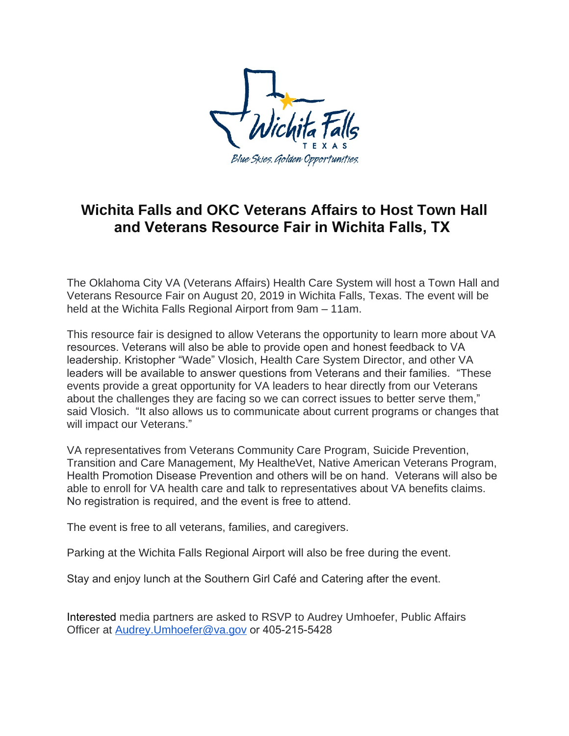# Wichita Falls and OKC Veterans Affairs to Host Town Hall and Veterans Resource Fair in Wichita Falls, TX

The Oklahoma City VA (Veterans Affairs) Health Care System will host a Town Hall and Veterans Resource Fair on August 20, 2019 in Wichita Falls, Texas. The event will be held at the Wichita Falls Regional Airport from 9am – 11am.

This resource fair is designed to allow Veterans the opportunity to learn more about VA resources. Veterans will also be able to provide open and honest feedback to VA leadership. Kristopher "Wade" Vlosich, Health Care System Director, and other VA leaders will be available to answer questions from Veterans and their families. "These events provide a great opportunity for VA leaders to hear directly from our Veterans about the challenges they are facing so we can correct issues to better serve them," said Vlosich. "It also allows us to communicate about current programs or changes that will impact our Veterans."

VA representatives from Veterans Community Care Program, Suicide Prevention, Transition and Care Management, My HealtheVet, Native American Veterans Program, Health Promotion Disease Prevention and others will be on hand. Veterans will also be able to enroll for VA health care and talk to representatives about VA benefits claims. No registration is required, and the event is free to attend.

The event is free to all veterans, families, and caregivers.

Parking at the Wichita Falls Regional Airport will also be free during the event.

Stay and enjoy lunch at the Southern Girl Café and Catering after the event.

Interested media partners are asked to RSVP to Audrey Umhoefer, Public Affairs Officer at Audrey.Umhoefer@va.gov or 405-215-5428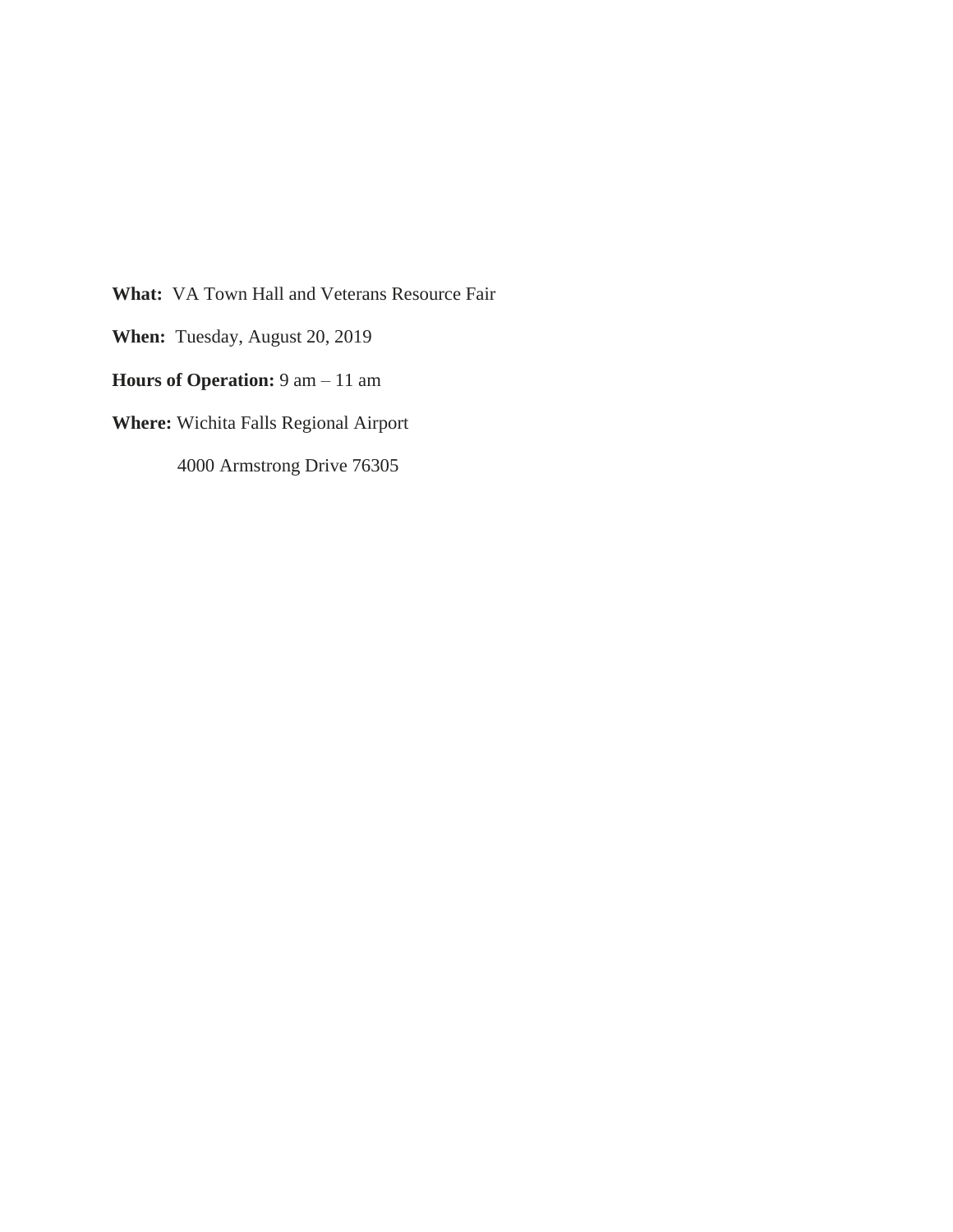**What:** VA Town Hall and Veterans Resource Fair

**When:** Tuesday, August 20, 2019

**Hours of Operation:** 9 am – 11 am

**Where:** Wichita Falls Regional Airport

4000 Armstrong Drive 76305